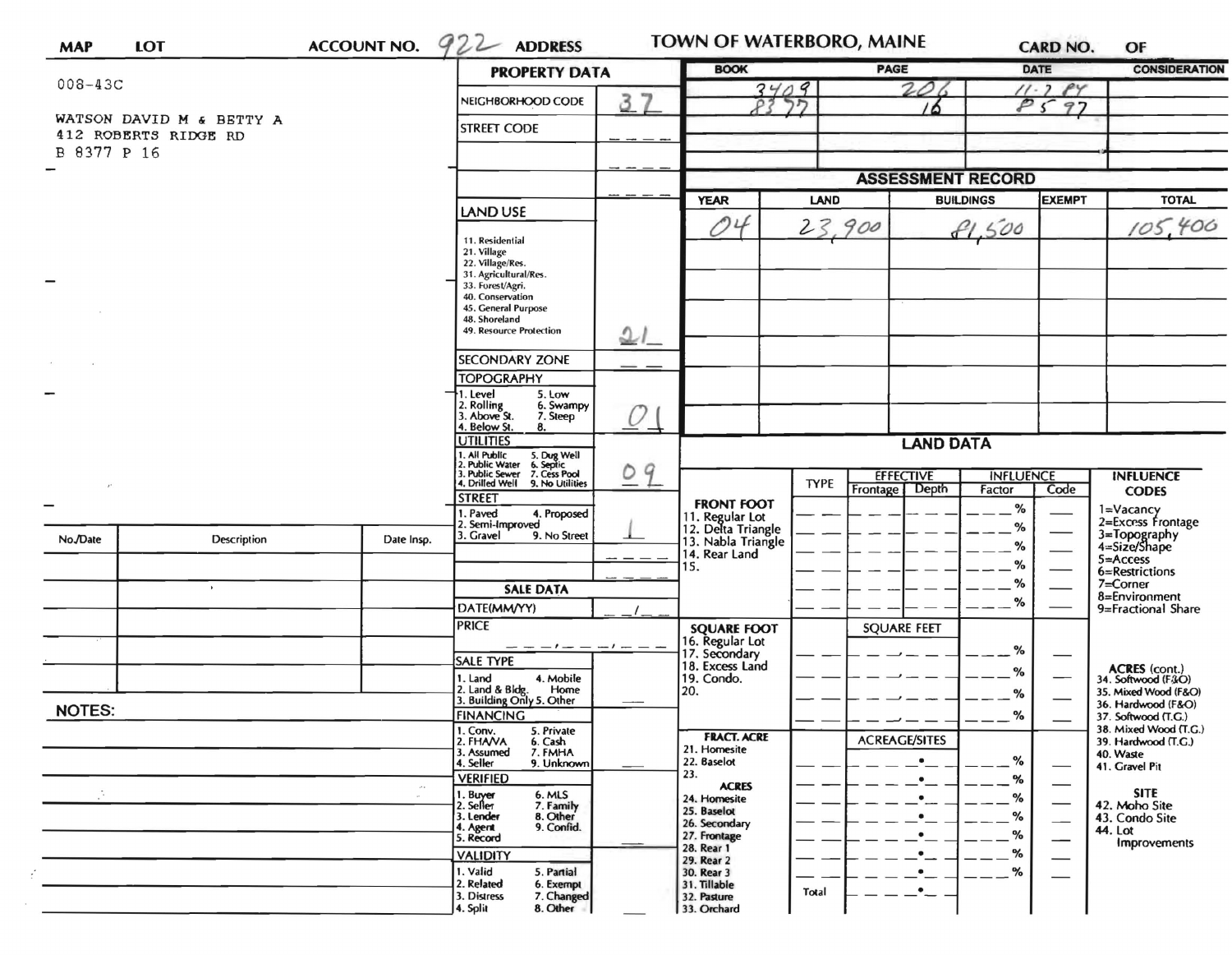| MAP | LOT | ACCOUNT NO. 922 | ADDRESS | TOWN OF WATERBORO, MAINE | CARD NO. | OF |
|---|---|---|---|---|---|---|

008-43C

WATSON DAVID M & BETTY A
412 ROBERTS RIDGE RD
B 8377 P 16

## PROPERTY DATA

| Field | Value |
|---|---|
| NEIGHBORHOOD CODE | 37 |
| STREET CODE | |
| LAND USE (11. Residential, 21. Village, 22. Village/Res., 31. Agricultural/Res., 33. Forest/Agri., 40. Conservation, 45. General Purpose, 48. Shoreland, 49. Resource Protection) | 21 |
| SECONDARY ZONE | |
| TOPOGRAPHY (1. Level, 2. Rolling, 3. Above St., 4. Below St., 5. Low, 6. Swampy, 7. Steep, 8.) | 01 |
| UTILITIES (1. All Public, 2. Public Water, 3. Public Sewer, 4. Drilled Well, 5. Dug Well, 6. Septic, 7. Cess Pool, 9. No Utilities) | 09 |
| STREET (1. Paved, 2. Semi-Improved, 3. Gravel, 4. Proposed, 9. No Street) | 1 |

## SALE DATA

| Field | Value |
|---|---|
| DATE(MM/YY) | |
| PRICE | |
| SALE TYPE (1. Land, 2. Land & Bldg., 3. Building Only, 4. Mobile Home, 5. Other) | |
| FINANCING (1. Conv., 2. FHA/VA, 3. Assumed, 4. Seller, 5. Private, 6. Cash, 7. FMHA, 9. Unknown) | |
| VERIFIED (1. Buyer, 2. Seller, 3. Lender, 4. Agent, 5. Record, 6. MLS, 7. Family, 8. Other, 9. Confid.) | |
| VALIDITY (1. Valid, 2. Related, 3. Distress, 4. Split, 5. Partial, 6. Exempt, 7. Changed, 8. Other) | |

| BOOK | PAGE | DATE | CONSIDERATION |
|---|---|---|---|
| 3409 | 206 | 11-7-84 | |
| 8377 | 16 | 8 5 97 | |

## ASSESSMENT RECORD

| YEAR | LAND | BUILDINGS | EXEMPT | TOTAL |
|---|---|---|---|---|
| 04 | 23,900 | 81,500 | | 105,400 |

## LAND DATA

| | TYPE | EFFECTIVE Frontage | EFFECTIVE Depth | INFLUENCE Factor | INFLUENCE Code |
|---|---|---|---|---|---|
| **FRONT FOOT** 11. Regular Lot, 12. Delta Triangle, 13. Nabla Triangle, 14. Rear Land, 15. | | | | % | |
| **SQUARE FOOT** 16. Regular Lot, 17. Secondary, 18. Excess Land, 19. Condo., 20. | | SQUARE FEET | | % | |
| **FRACT. ACRE** 21. Homesite, 22. Baselot, 23. **ACRES** 24. Homesite, 25. Baselot, 26. Secondary, 27. Frontage, 28. Rear 1, 29. Rear 2, 30. Rear 3, 31. Tillable, 32. Pasture, 33. Orchard | Total | ACREAGE/SITES | | % | |

**INFLUENCE CODES**
1=Vacancy
2=Excess Frontage
3=Topography
4=Size/Shape
5=Access
6=Restrictions
7=Corner
8=Environment
9=Fractional Share

**ACRES (cont.)**
34. Softwood (F&O)
35. Mixed Wood (F&O)
36. Hardwood (F&O)
37. Softwood (T.G.)
38. Mixed Wood (T.G.)
39. Hardwood (T.G.)
40. Waste
41. Gravel Pit

**SITE**
42. Moho Site
43. Condo Site
44. Lot Improvements

| No./Date | Description | Date Insp. |
|---|---|---|
| | | |

NOTES: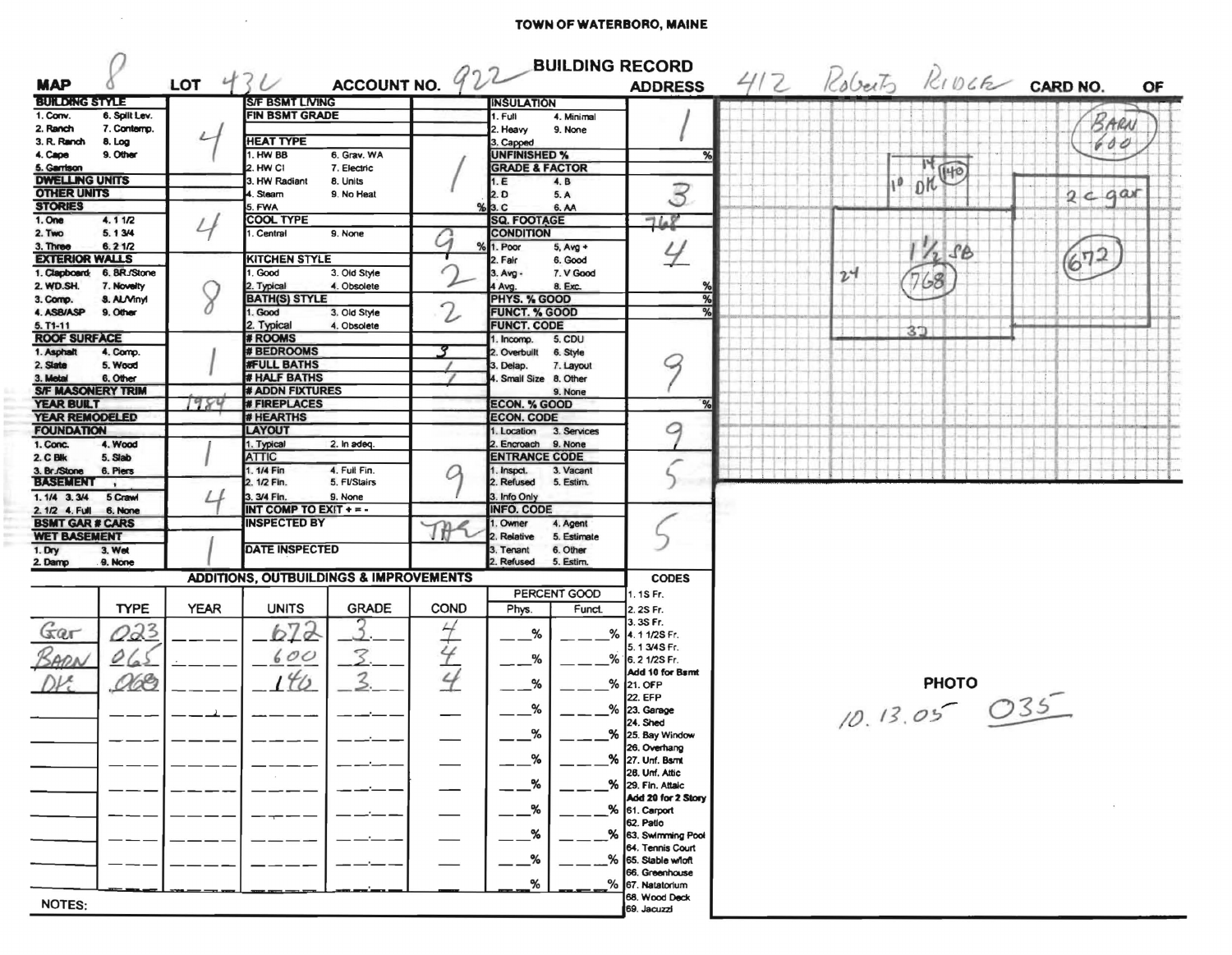**TOWN OF WATERBORO, MAINE**

# BUILDING RECORD

**MAP** 8 **LOT** 43L **ACCOUNT NO.** 922 **ADDRESS** 412 Roberts Ridge **CARD NO.** **OF**

| Field | Value | Field | Value | Field | Value |
|---|---|---|---|---|---|
| **BUILDING STYLE**<br>1. Conv. 6. Split Lev.<br>2. Ranch 7. Contemp.<br>3. R. Ranch 8. Log<br>4. Cape 9. Other<br>5. Garrison | 4 | **S/F BSMT LIVING** | | **INSULATION**<br>1. Full 4. Minimal<br>2. Heavy 9. None<br>3. Capped | 1 |
| **DWELLING UNITS** | | **FIN BSMT GRADE** | | **UNFINISHED %** | % |
| **OTHER UNITS** | | **HEAT TYPE**<br>1. HW BB 6. Grav. WA<br>2. HW CI 7. Electric<br>3. HW Radiant 8. Units<br>4. Steam 9. No Heat<br>5. FWA | 1 % | **GRADE & FACTOR**<br>1. E 4. B<br>2. D 5. A<br>3. C 6. AA | 3 |
| **STORIES**<br>1. One 4. 1 1/2<br>2. Two 5. 1 3/4<br>3. Three 6. 2 1/2 | 4 | **COOL TYPE**<br>1. Central 9. None | 9 % | **SQ. FOOTAGE** | 768 |
| **EXTERIOR WALLS**<br>1. Clapboard 6. BR./Stone<br>2. WD.SH. 7. Novelty<br>3. Comp. 8. AL/Vinyl<br>4. ASB/ASP 9. Other<br>5. T1-11 | 8 | **KITCHEN STYLE**<br>1. Good 3. Old Style<br>2. Typical 4. Obsolete | 2 | **CONDITION**<br>1. Poor 5. Avg +<br>2. Fair 6. Good<br>3. Avg - 7. V Good<br>4 Avg. 8. Exc. | 4 |
| | | **BATH(S) STYLE**<br>1. Good 3. Old Style<br>2. Typical 4. Obsolete | 2 | **PHYS. % GOOD** | % |
| | | | | **FUNCT. % GOOD** | % |
| **ROOF SURFACE**<br>1. Asphalt 4. Comp.<br>2. Slate 5. Wood<br>3. Metal 6. Other | 1 | **# ROOMS** | | **FUNCT. CODE**<br>1. Incomp. 5. CDU<br>2. Overbuilt 6. Style<br>3. Delap. 7. Layout<br>4. Small Size 8. Other<br>9. None | 9 |
| | | **# BEDROOMS** | 3 | | |
| | | **#FULL BATHS** | 1 | | |
| | | **# HALF BATHS** | 1 | | |
| **S/F MASONERY TRIM** | | **# ADDN FIXTURES** | | | |
| **YEAR BUILT** | 1984 | **# FIREPLACES** | | **ECON. % GOOD** | % |
| **YEAR REMODELED** | | **# HEARTHS** | | **ECON. CODE**<br>1. Location 3. Services<br>2. Encroach 9. None | 9 |
| **FOUNDATION**<br>1. Conc. 4. Wood<br>2. C Blk 5. Slab<br>3. Br./Stone 6. Piers | 1 | **LAYOUT**<br>1. Typical 2. In adeq. | | | |
| **BASEMENT**<br>1. 1/4 3. 3/4 5 Crawl<br>2. 1/2 4. Full 6. None | 4 | **ATTIC**<br>1. 1/4 Fin 4. Full Fin.<br>2. 1/2 Fin. 5. Fl/Stairs<br>3. 3/4 Fin. 9. None | 9 | **ENTRANCE CODE**<br>1. Inspct. 3. Vacant<br>2. Refused 5. Estim.<br>3. Info Only | 5 |
| **BSMT GAR # CARS** | | **INT COMP TO EXIT + = -** | | | |
| **WET BASEMENT**<br>1. Dry 3. Wet<br>2. Damp 9. None | 1 | **INSPECTED BY** | TAE | **INFO. CODE**<br>1. Owner 4. Agent<br>2. Relative 5. Estimate<br>3. Tenant 6. Other<br>2. Refused 5. Estim. | 5 |
| | | **DATE INSPECTED** | | | |

## ADDITIONS, OUTBUILDINGS & IMPROVEMENTS

| | TYPE | YEAR | UNITS | GRADE | COND | PERCENT GOOD Phys. | PERCENT GOOD Funct. |
|---|---|---|---|---|---|---|---|
| Gar | 023 | | 672 | 3 | 4 | % | % |
| Barn | 065 | | 600 | 3 | 4 | % | % |
| DK | 068 | | 140 | 3 | 4 | % | % |
| | | | | | | % | % |
| | | | | | | % | % |
| | | | | | | % | % |
| | | | | | | % | % |
| | | | | | | % | % |
| | | | | | | % | % |
| | | | | | | % | % |
| | | | | | | % | % |

**CODES**
1. 1S Fr.
2. 2S Fr.
3. 3S Fr.
4. 1 1/2S Fr.
5. 1 3/4S Fr.
6. 2 1/2S Fr.

Add 10 for Bsmt
21. OFP
22. EFP
23. Garage
24. Shed
25. Bay Window
26. Overhang
27. Unf. Bsmt
28. Unf. Attic
29. Fin. Attaic

Add 20 for 2 Story
61. Carport
62. Patio
63. Swimming Pool
64. Tennis Court
65. Stable w/loft
66. Greenhouse
67. Natatorium
68. Wood Deck
69. Jacuzzi

**NOTES:**

BARN 600
14
10 DK (140)
2 c gar
(672)
24
1 1/2 SB
(768)
32

**PHOTO**
10.13.05 035